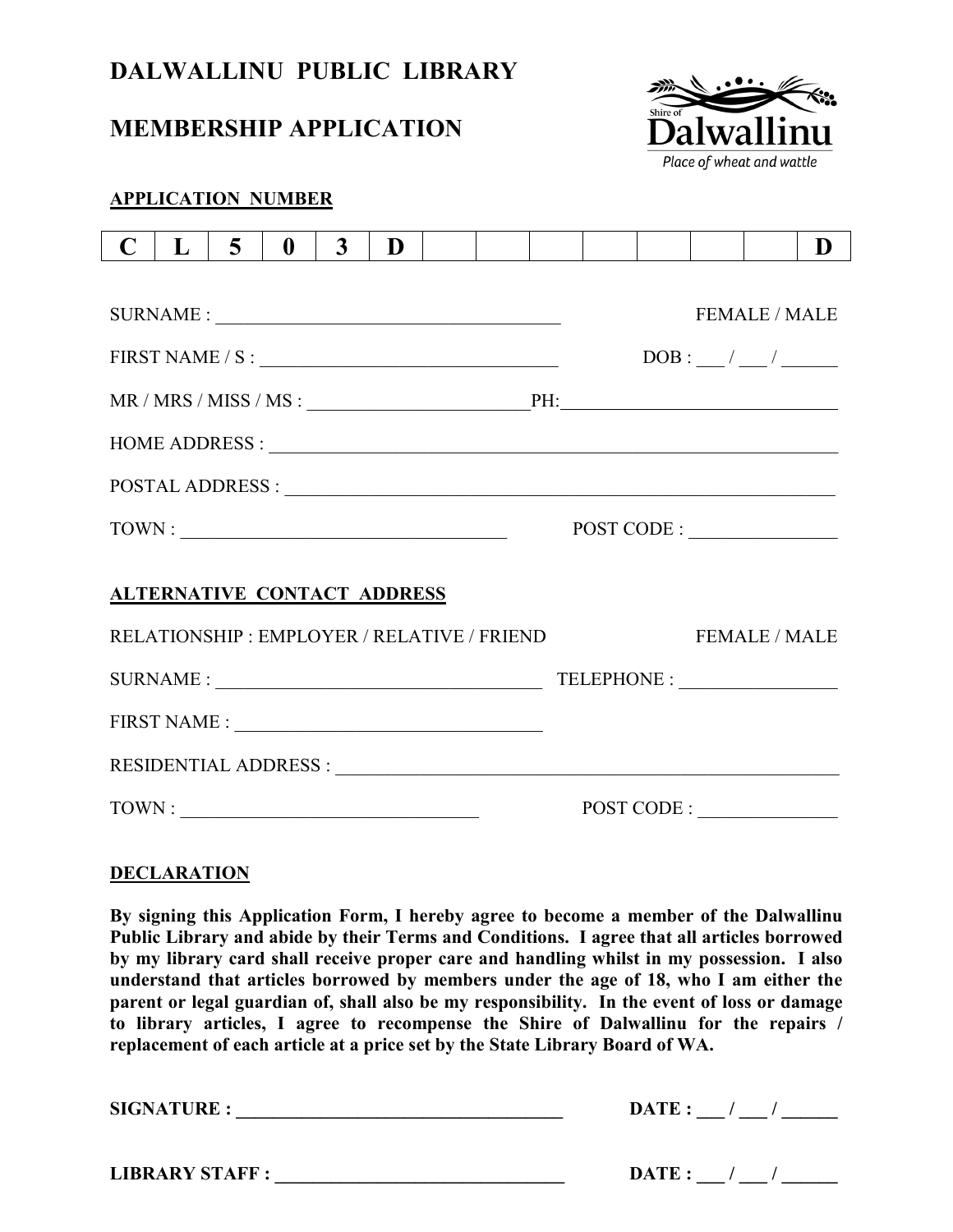# DALWALLINU PUBLIC LIBRARY

## MEMBERSHIP APPLICATION

Shire of Dalwallinu
*Place of wheat and wattle*

**APPLICATION NUMBER**

| C | L | 5 | 0 | 3 | D | | | | | | | | D |
|---|---|---|---|---|---|---|---|---|---|---|---|---|---|

SURNAME : ____________________________________ FEMALE / MALE

FIRST NAME / S : ________________________________ DOB : ___ / ___ / ______

MR / MRS / MISS / MS : ______________________PH:____________________________

HOME ADDRESS : ____________________________________________________________

POSTAL ADDRESS : __________________________________________________________

TOWN : __________________________________ POST CODE : _______________

**ALTERNATIVE CONTACT ADDRESS**

RELATIONSHIP : EMPLOYER / RELATIVE / FRIEND FEMALE / MALE

SURNAME : __________________________________ TELEPHONE : ________________

FIRST NAME : ________________________________

RESIDENTIAL ADDRESS : ______________________________________________________

TOWN : ________________________________ POST CODE : ______________

**DECLARATION**

**By signing this Application Form, I hereby agree to become a member of the Dalwallinu Public Library and abide by their Terms and Conditions. I agree that all articles borrowed by my library card shall receive proper care and handling whilst in my possession. I also understand that articles borrowed by members under the age of 18, who I am either the parent or legal guardian of, shall also be my responsibility. In the event of loss or damage to library articles, I agree to recompense the Shire of Dalwallinu for the repairs / replacement of each article at a price set by the State Library Board of WA.**

**SIGNATURE : ___________________________________ DATE : ___ / ___ / ______**

**LIBRARY STAFF : ______________________________ DATE : ___ / ___ / ______**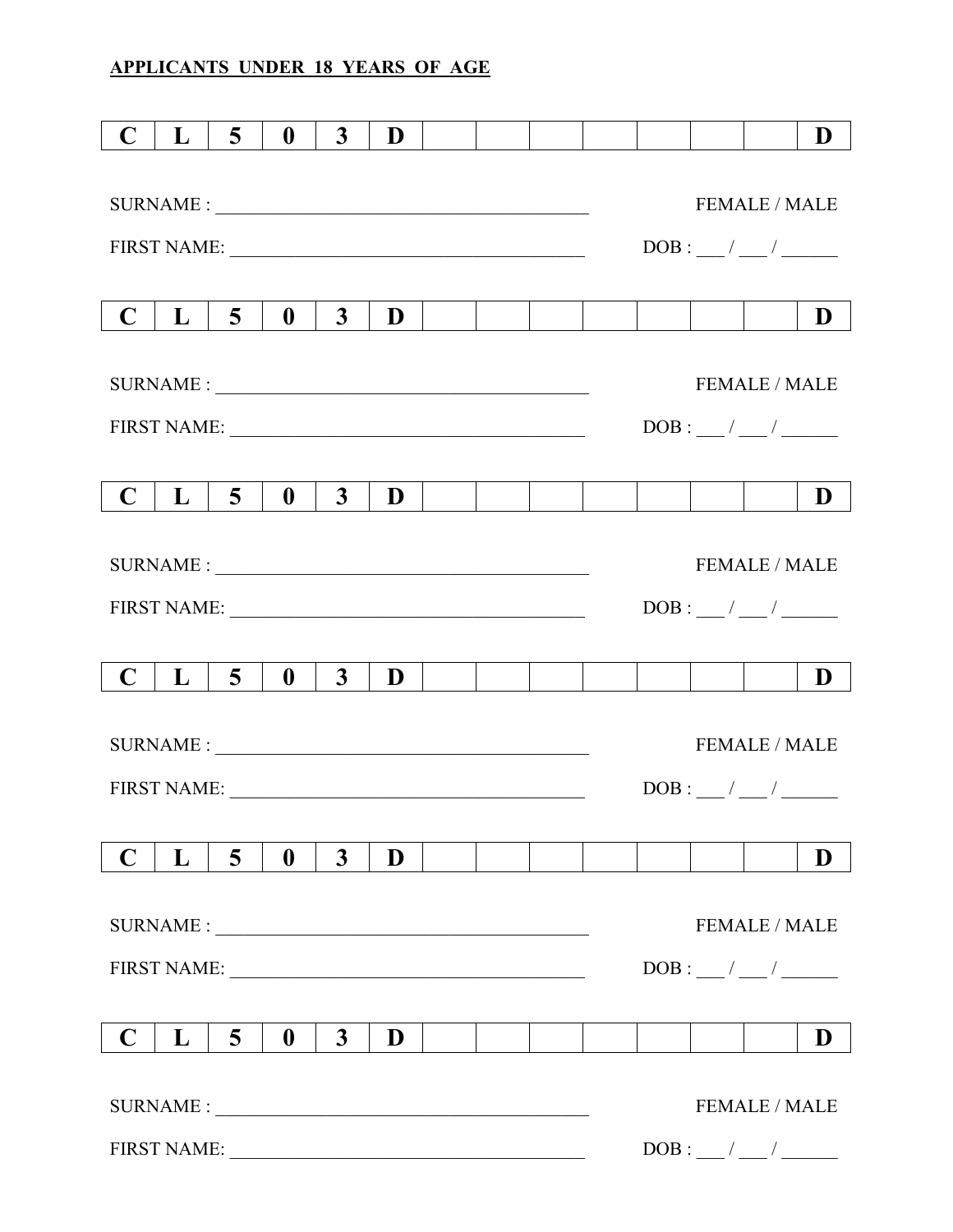**APPLICANTS UNDER 18 YEARS OF AGE**

| | | | | | | | | | | | | | |
|---|---|---|---|---|---|---|---|---|---|---|---|---|---|
| **C** | **L** | **5** | **0** | **3** | **D** | | | | | | | | **D** |

SURNAME : ________________________________________ FEMALE / MALE

FIRST NAME: ________________________________________ DOB : ___ / ___ / ______

| | | | | | | | | | | | | | |
|---|---|---|---|---|---|---|---|---|---|---|---|---|---|
| **C** | **L** | **5** | **0** | **3** | **D** | | | | | | | | **D** |

SURNAME : ________________________________________ FEMALE / MALE

FIRST NAME: ________________________________________ DOB : ___ / ___ / ______

| | | | | | | | | | | | | | |
|---|---|---|---|---|---|---|---|---|---|---|---|---|---|
| **C** | **L** | **5** | **0** | **3** | **D** | | | | | | | | **D** |

SURNAME : ________________________________________ FEMALE / MALE

FIRST NAME: ________________________________________ DOB : ___ / ___ / ______

| | | | | | | | | | | | | | |
|---|---|---|---|---|---|---|---|---|---|---|---|---|---|
| **C** | **L** | **5** | **0** | **3** | **D** | | | | | | | | **D** |

SURNAME : ________________________________________ FEMALE / MALE

FIRST NAME: ________________________________________ DOB : ___ / ___ / ______

| | | | | | | | | | | | | | |
|---|---|---|---|---|---|---|---|---|---|---|---|---|---|
| **C** | **L** | **5** | **0** | **3** | **D** | | | | | | | | **D** |

SURNAME : ________________________________________ FEMALE / MALE

FIRST NAME: ________________________________________ DOB : ___ / ___ / ______

| | | | | | | | | | | | | | |
|---|---|---|---|---|---|---|---|---|---|---|---|---|---|
| **C** | **L** | **5** | **0** | **3** | **D** | | | | | | | | **D** |

SURNAME : ________________________________________ FEMALE / MALE

FIRST NAME: ________________________________________ DOB : ___ / ___ / ______